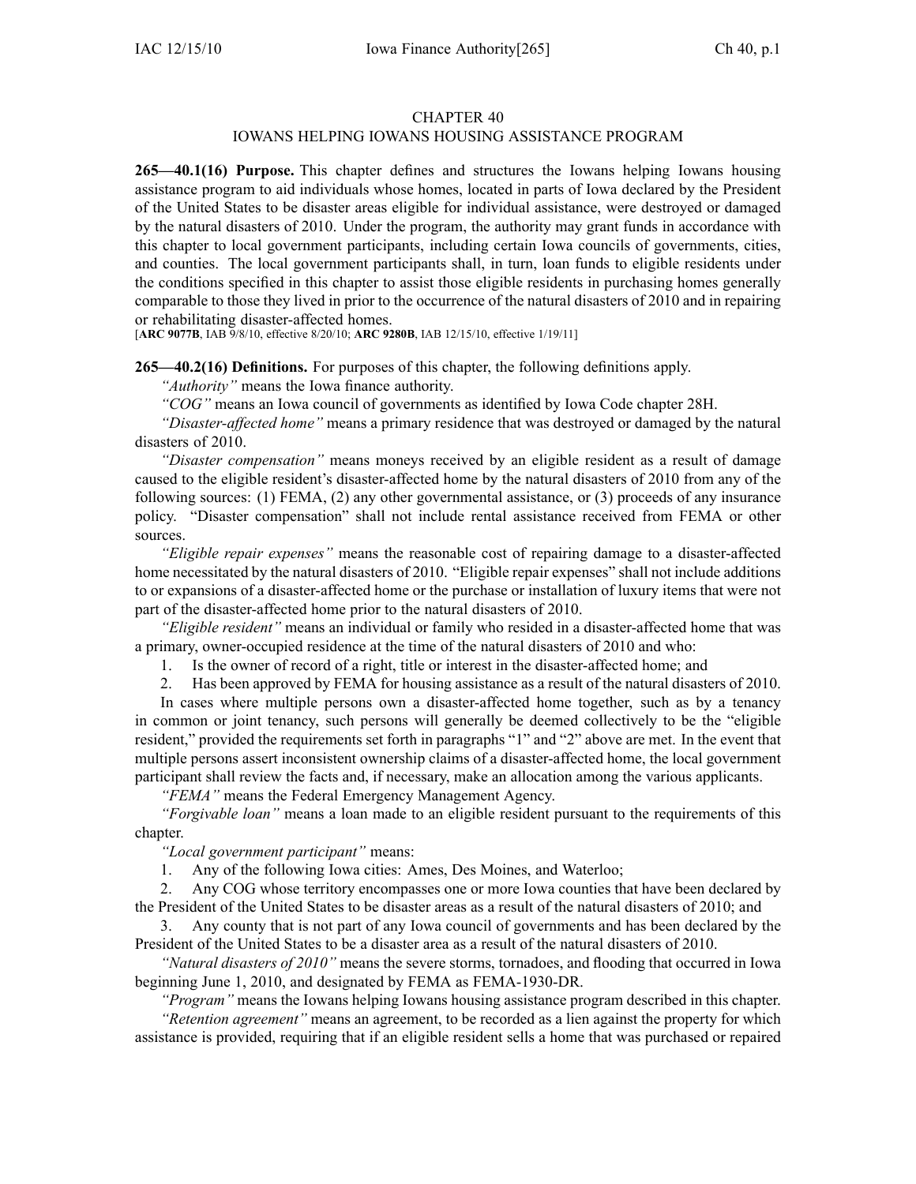# CHAPTER 40
## IOWANS HELPING IOWANS HOUSING ASSISTANCE PROGRAM

**265—40.1(16) Purpose.** This chapter defines and structures the Iowans helping Iowans housing assistance program to aid individuals whose homes, located in parts of Iowa declared by the President of the United States to be disaster areas eligible for individual assistance, were destroyed or damaged by the natural disasters of 2010. Under the program, the authority may grant funds in accordance with this chapter to local government participants, including certain Iowa councils of governments, cities, and counties. The local government participants shall, in turn, loan funds to eligible residents under the conditions specified in this chapter to assist those eligible residents in purchasing homes generally comparable to those they lived in prior to the occurrence of the natural disasters of 2010 and in repairing or rehabilitating disaster-affected homes.
[**ARC 9077B**, IAB 9/8/10, effective 8/20/10; **ARC 9280B**, IAB 12/15/10, effective 1/19/11]

**265—40.2(16) Definitions.** For purposes of this chapter, the following definitions apply.

*"Authority"* means the Iowa finance authority.

*"COG"* means an Iowa council of governments as identified by Iowa Code chapter 28H.

*"Disaster-affected home"* means a primary residence that was destroyed or damaged by the natural disasters of 2010.

*"Disaster compensation"* means moneys received by an eligible resident as a result of damage caused to the eligible resident's disaster-affected home by the natural disasters of 2010 from any of the following sources: (1) FEMA, (2) any other governmental assistance, or (3) proceeds of any insurance policy. "Disaster compensation" shall not include rental assistance received from FEMA or other sources.

*"Eligible repair expenses"* means the reasonable cost of repairing damage to a disaster-affected home necessitated by the natural disasters of 2010. "Eligible repair expenses" shall not include additions to or expansions of a disaster-affected home or the purchase or installation of luxury items that were not part of the disaster-affected home prior to the natural disasters of 2010.

*"Eligible resident"* means an individual or family who resided in a disaster-affected home that was a primary, owner-occupied residence at the time of the natural disasters of 2010 and who:

1. Is the owner of record of a right, title or interest in the disaster-affected home; and
2. Has been approved by FEMA for housing assistance as a result of the natural disasters of 2010.

In cases where multiple persons own a disaster-affected home together, such as by a tenancy in common or joint tenancy, such persons will generally be deemed collectively to be the "eligible resident," provided the requirements set forth in paragraphs "1" and "2" above are met. In the event that multiple persons assert inconsistent ownership claims of a disaster-affected home, the local government participant shall review the facts and, if necessary, make an allocation among the various applicants.

*"FEMA"* means the Federal Emergency Management Agency.

*"Forgivable loan"* means a loan made to an eligible resident pursuant to the requirements of this chapter.

*"Local government participant"* means:

1. Any of the following Iowa cities: Ames, Des Moines, and Waterloo;
2. Any COG whose territory encompasses one or more Iowa counties that have been declared by the President of the United States to be disaster areas as a result of the natural disasters of 2010; and
3. Any county that is not part of any Iowa council of governments and has been declared by the President of the United States to be a disaster area as a result of the natural disasters of 2010.

*"Natural disasters of 2010"* means the severe storms, tornadoes, and flooding that occurred in Iowa beginning June 1, 2010, and designated by FEMA as FEMA-1930-DR.

*"Program"* means the Iowans helping Iowans housing assistance program described in this chapter.

*"Retention agreement"* means an agreement, to be recorded as a lien against the property for which assistance is provided, requiring that if an eligible resident sells a home that was purchased or repaired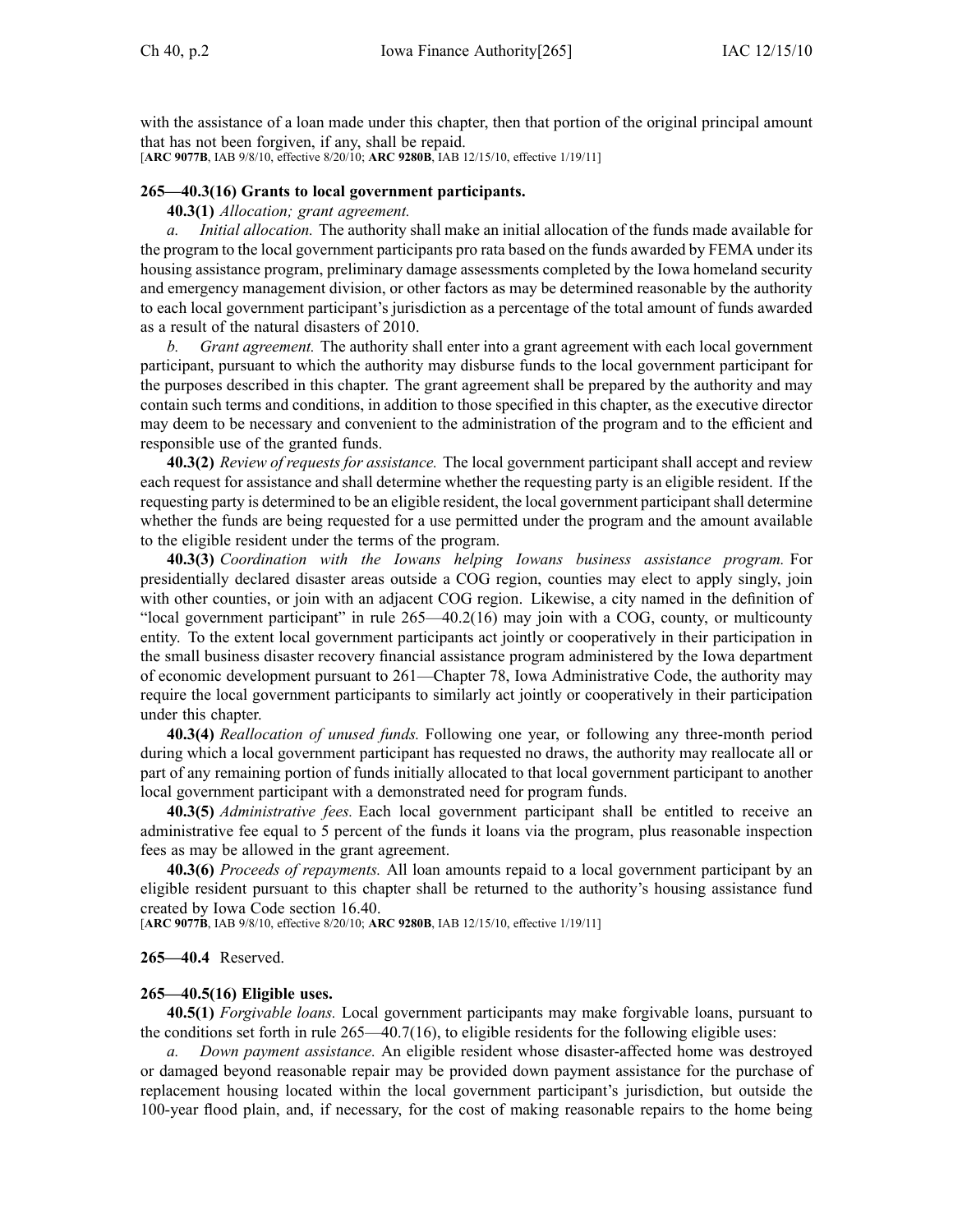with the assistance of a loan made under this chapter, then that portion of the original principal amount that has not been forgiven, if any, shall be repaid.
[**ARC 9077B**, IAB 9/8/10, effective 8/20/10; **ARC 9280B**, IAB 12/15/10, effective 1/19/11]

### 265—40.3(16) Grants to local government participants.

**40.3(1)** *Allocation; grant agreement.*

*a. Initial allocation.* The authority shall make an initial allocation of the funds made available for the program to the local government participants pro rata based on the funds awarded by FEMA under its housing assistance program, preliminary damage assessments completed by the Iowa homeland security and emergency management division, or other factors as may be determined reasonable by the authority to each local government participant's jurisdiction as a percentage of the total amount of funds awarded as a result of the natural disasters of 2010.

*b. Grant agreement.* The authority shall enter into a grant agreement with each local government participant, pursuant to which the authority may disburse funds to the local government participant for the purposes described in this chapter. The grant agreement shall be prepared by the authority and may contain such terms and conditions, in addition to those specified in this chapter, as the executive director may deem to be necessary and convenient to the administration of the program and to the efficient and responsible use of the granted funds.

**40.3(2)** *Review of requests for assistance.* The local government participant shall accept and review each request for assistance and shall determine whether the requesting party is an eligible resident. If the requesting party is determined to be an eligible resident, the local government participant shall determine whether the funds are being requested for a use permitted under the program and the amount available to the eligible resident under the terms of the program.

**40.3(3)** *Coordination with the Iowans helping Iowans business assistance program.* For presidentially declared disaster areas outside a COG region, counties may elect to apply singly, join with other counties, or join with an adjacent COG region. Likewise, a city named in the definition of "local government participant" in rule 265—40.2(16) may join with a COG, county, or multicounty entity. To the extent local government participants act jointly or cooperatively in their participation in the small business disaster recovery financial assistance program administered by the Iowa department of economic development pursuant to 261—Chapter 78, Iowa Administrative Code, the authority may require the local government participants to similarly act jointly or cooperatively in their participation under this chapter.

**40.3(4)** *Reallocation of unused funds.* Following one year, or following any three-month period during which a local government participant has requested no draws, the authority may reallocate all or part of any remaining portion of funds initially allocated to that local government participant to another local government participant with a demonstrated need for program funds.

**40.3(5)** *Administrative fees.* Each local government participant shall be entitled to receive an administrative fee equal to 5 percent of the funds it loans via the program, plus reasonable inspection fees as may be allowed in the grant agreement.

**40.3(6)** *Proceeds of repayments.* All loan amounts repaid to a local government participant by an eligible resident pursuant to this chapter shall be returned to the authority's housing assistance fund created by Iowa Code section 16.40.
[**ARC 9077B**, IAB 9/8/10, effective 8/20/10; **ARC 9280B**, IAB 12/15/10, effective 1/19/11]

### 265—40.4 Reserved.

### 265—40.5(16) Eligible uses.

**40.5(1)** *Forgivable loans.* Local government participants may make forgivable loans, pursuant to the conditions set forth in rule 265—40.7(16), to eligible residents for the following eligible uses:

*a. Down payment assistance.* An eligible resident whose disaster-affected home was destroyed or damaged beyond reasonable repair may be provided down payment assistance for the purchase of replacement housing located within the local government participant's jurisdiction, but outside the 100-year flood plain, and, if necessary, for the cost of making reasonable repairs to the home being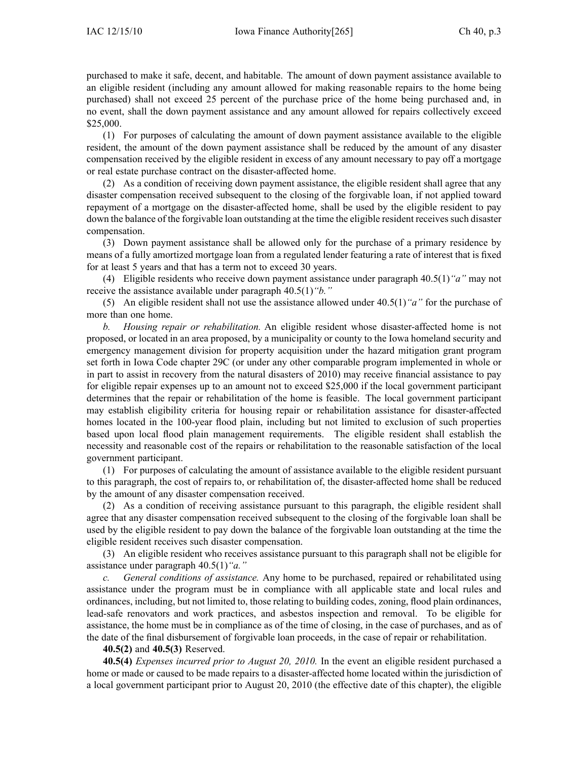purchased to make it safe, decent, and habitable. The amount of down payment assistance available to an eligible resident (including any amount allowed for making reasonable repairs to the home being purchased) shall not exceed 25 percent of the purchase price of the home being purchased and, in no event, shall the down payment assistance and any amount allowed for repairs collectively exceed $25,000.

(1) For purposes of calculating the amount of down payment assistance available to the eligible resident, the amount of the down payment assistance shall be reduced by the amount of any disaster compensation received by the eligible resident in excess of any amount necessary to pay off a mortgage or real estate purchase contract on the disaster-affected home.

(2) As a condition of receiving down payment assistance, the eligible resident shall agree that any disaster compensation received subsequent to the closing of the forgivable loan, if not applied toward repayment of a mortgage on the disaster-affected home, shall be used by the eligible resident to pay down the balance of the forgivable loan outstanding at the time the eligible resident receives such disaster compensation.

(3) Down payment assistance shall be allowed only for the purchase of a primary residence by means of a fully amortized mortgage loan from a regulated lender featuring a rate of interest that is fixed for at least 5 years and that has a term not to exceed 30 years.

(4) Eligible residents who receive down payment assistance under paragraph 40.5(1)*"a"* may not receive the assistance available under paragraph 40.5(1)*"b."*

(5) An eligible resident shall not use the assistance allowed under 40.5(1)*"a"* for the purchase of more than one home.

*b. Housing repair or rehabilitation.* An eligible resident whose disaster-affected home is not proposed, or located in an area proposed, by a municipality or county to the Iowa homeland security and emergency management division for property acquisition under the hazard mitigation grant program set forth in Iowa Code chapter 29C (or under any other comparable program implemented in whole or in part to assist in recovery from the natural disasters of 2010) may receive financial assistance to pay for eligible repair expenses up to an amount not to exceed $25,000 if the local government participant determines that the repair or rehabilitation of the home is feasible. The local government participant may establish eligibility criteria for housing repair or rehabilitation assistance for disaster-affected homes located in the 100-year flood plain, including but not limited to exclusion of such properties based upon local flood plain management requirements. The eligible resident shall establish the necessity and reasonable cost of the repairs or rehabilitation to the reasonable satisfaction of the local government participant.

(1) For purposes of calculating the amount of assistance available to the eligible resident pursuant to this paragraph, the cost of repairs to, or rehabilitation of, the disaster-affected home shall be reduced by the amount of any disaster compensation received.

(2) As a condition of receiving assistance pursuant to this paragraph, the eligible resident shall agree that any disaster compensation received subsequent to the closing of the forgivable loan shall be used by the eligible resident to pay down the balance of the forgivable loan outstanding at the time the eligible resident receives such disaster compensation.

(3) An eligible resident who receives assistance pursuant to this paragraph shall not be eligible for assistance under paragraph 40.5(1)*"a."*

*c. General conditions of assistance.* Any home to be purchased, repaired or rehabilitated using assistance under the program must be in compliance with all applicable state and local rules and ordinances, including, but not limited to, those relating to building codes, zoning, flood plain ordinances, lead-safe renovators and work practices, and asbestos inspection and removal. To be eligible for assistance, the home must be in compliance as of the time of closing, in the case of purchases, and as of the date of the final disbursement of forgivable loan proceeds, in the case of repair or rehabilitation.

**40.5(2)** and **40.5(3)** Reserved.

**40.5(4)** *Expenses incurred prior to August 20, 2010.* In the event an eligible resident purchased a home or made or caused to be made repairs to a disaster-affected home located within the jurisdiction of a local government participant prior to August 20, 2010 (the effective date of this chapter), the eligible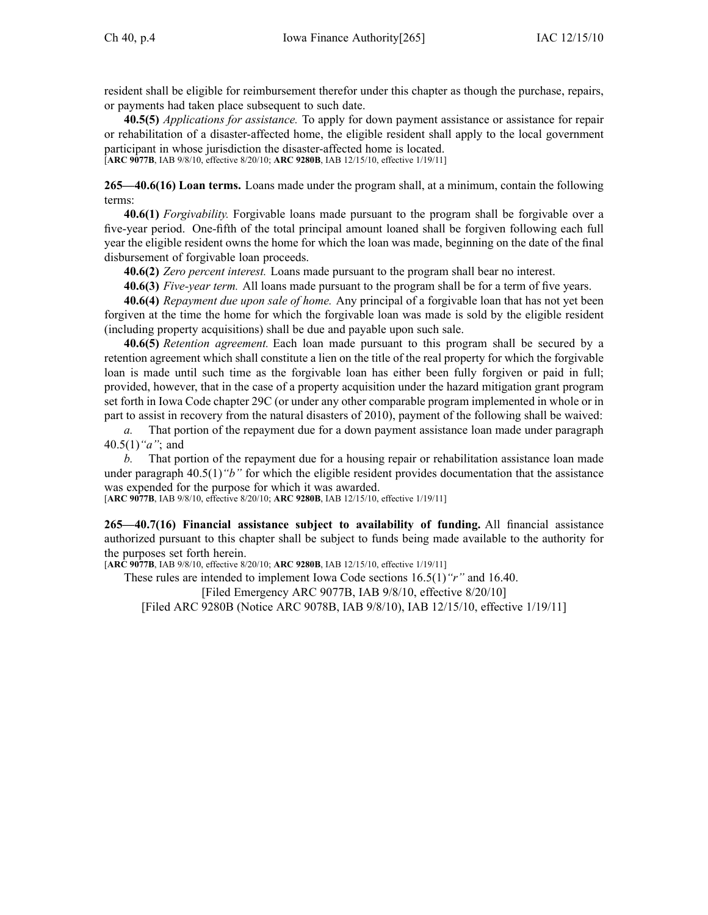resident shall be eligible for reimbursement therefor under this chapter as though the purchase, repairs, or payments had taken place subsequent to such date.

**40.5(5)** *Applications for assistance.* To apply for down payment assistance or assistance for repair or rehabilitation of a disaster-affected home, the eligible resident shall apply to the local government participant in whose jurisdiction the disaster-affected home is located.
[**ARC 9077B**, IAB 9/8/10, effective 8/20/10; **ARC 9280B**, IAB 12/15/10, effective 1/19/11]

**265—40.6(16) Loan terms.** Loans made under the program shall, at a minimum, contain the following terms:

**40.6(1)** *Forgivability.* Forgivable loans made pursuant to the program shall be forgivable over a five-year period. One-fifth of the total principal amount loaned shall be forgiven following each full year the eligible resident owns the home for which the loan was made, beginning on the date of the final disbursement of forgivable loan proceeds.

**40.6(2)** *Zero percent interest.* Loans made pursuant to the program shall bear no interest.

**40.6(3)** *Five-year term.* All loans made pursuant to the program shall be for a term of five years.

**40.6(4)** *Repayment due upon sale of home.* Any principal of a forgivable loan that has not yet been forgiven at the time the home for which the forgivable loan was made is sold by the eligible resident (including property acquisitions) shall be due and payable upon such sale.

**40.6(5)** *Retention agreement.* Each loan made pursuant to this program shall be secured by a retention agreement which shall constitute a lien on the title of the real property for which the forgivable loan is made until such time as the forgivable loan has either been fully forgiven or paid in full; provided, however, that in the case of a property acquisition under the hazard mitigation grant program set forth in Iowa Code chapter 29C (or under any other comparable program implemented in whole or in part to assist in recovery from the natural disasters of 2010), payment of the following shall be waived:

*a.* That portion of the repayment due for a down payment assistance loan made under paragraph 40.5(1)*"a"*; and

*b.* That portion of the repayment due for a housing repair or rehabilitation assistance loan made under paragraph 40.5(1)*"b"* for which the eligible resident provides documentation that the assistance was expended for the purpose for which it was awarded.
[**ARC 9077B**, IAB 9/8/10, effective 8/20/10; **ARC 9280B**, IAB 12/15/10, effective 1/19/11]

**265—40.7(16) Financial assistance subject to availability of funding.** All financial assistance authorized pursuant to this chapter shall be subject to funds being made available to the authority for the purposes set forth herein.
[**ARC 9077B**, IAB 9/8/10, effective 8/20/10; **ARC 9280B**, IAB 12/15/10, effective 1/19/11]

These rules are intended to implement Iowa Code sections 16.5(1)*"r"* and 16.40.

[Filed Emergency ARC 9077B, IAB 9/8/10, effective 8/20/10]

[Filed ARC 9280B (Notice ARC 9078B, IAB 9/8/10), IAB 12/15/10, effective 1/19/11]